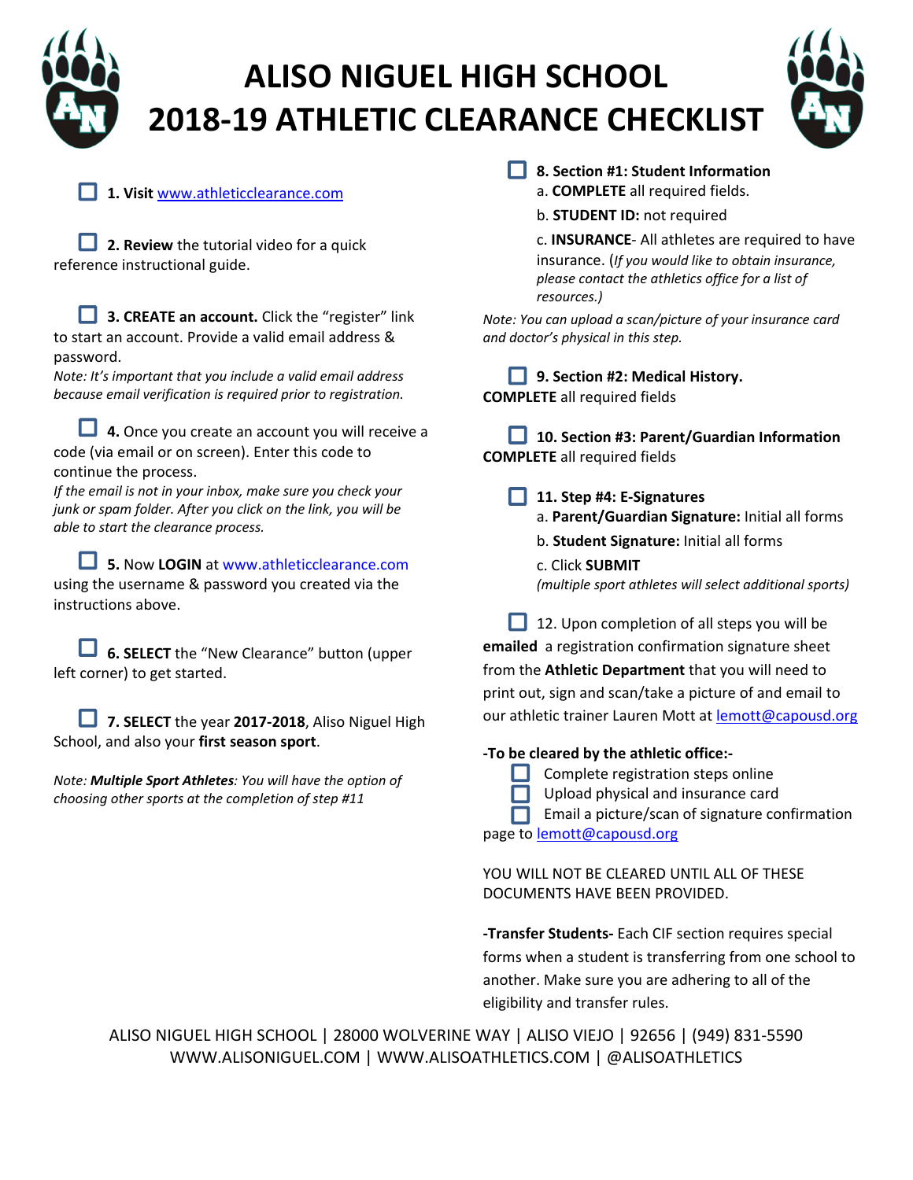# ALISO NIGUEL HIGH SCHOOL
# 2018-19 ATHLETIC CLEARANCE CHECKLIST

- [ ] **1. Visit** www.athleticclearance.com

- [ ] **2. Review** the tutorial video for a quick reference instructional guide.

- [ ] **3. CREATE an account.** Click the "register" link to start an account. Provide a valid email address & password.
*Note: It's important that you include a valid email address because email verification is required prior to registration.*

- [ ] **4.** Once you create an account you will receive a code (via email or on screen). Enter this code to continue the process.
*If the email is not in your inbox, make sure you check your junk or spam folder. After you click on the link, you will be able to start the clearance process.*

- [ ] **5.** Now **LOGIN** at www.athleticclearance.com using the username & password you created via the instructions above.

- [ ] **6. SELECT** the "New Clearance" button (upper left corner) to get started.

- [ ] **7. SELECT** the year **2017-2018**, Aliso Niguel High School, and also your **first season sport**.

*Note: **Multiple Sport Athletes**: You will have the option of choosing other sports at the completion of step #11*

- [ ] **8. Section #1: Student Information**
  a. **COMPLETE** all required fields.
  b. **STUDENT ID:** not required
  c. **INSURANCE**- All athletes are required to have insurance. (*If you would like to obtain insurance, please contact the athletics office for a list of resources.)*

*Note: You can upload a scan/picture of your insurance card and doctor's physical in this step.*

- [ ] **9. Section #2: Medical History.**
**COMPLETE** all required fields

- [ ] **10. Section #3: Parent/Guardian Information**
**COMPLETE** all required fields

- [ ] **11. Step #4: E-Signatures**
  a. **Parent/Guardian Signature:** Initial all forms
  b. **Student Signature:** Initial all forms
  c. Click **SUBMIT**
  *(multiple sport athletes will select additional sports)*

- [ ] 12. Upon completion of all steps you will be **emailed** a registration confirmation signature sheet from the **Athletic Department** that you will need to print out, sign and scan/take a picture of and email to our athletic trainer Lauren Mott at lemott@capousd.org

**-To be cleared by the athletic office:-**

- [ ] Complete registration steps online
- [ ] Upload physical and insurance card
- [ ] Email a picture/scan of signature confirmation page to lemott@capousd.org

YOU WILL NOT BE CLEARED UNTIL ALL OF THESE DOCUMENTS HAVE BEEN PROVIDED.

**-Transfer Students-** Each CIF section requires special forms when a student is transferring from one school to another. Make sure you are adhering to all of the eligibility and transfer rules.

ALISO NIGUEL HIGH SCHOOL | 28000 WOLVERINE WAY | ALISO VIEJO | 92656 | (949) 831-5590
WWW.ALISONIGUEL.COM | WWW.ALISOATHLETICS.COM | @ALISOATHLETICS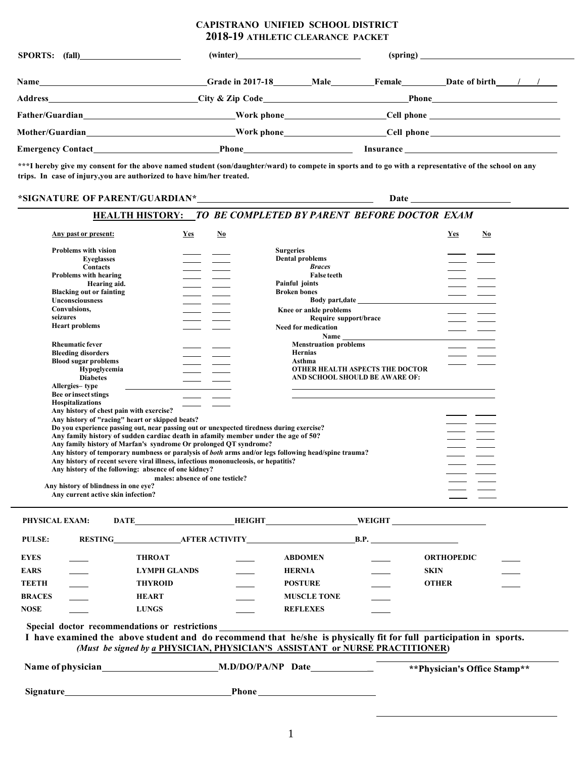# CAPISTRANO UNIFIED SCHOOL DISTRICT
## 2018-19 ATHLETIC CLEARANCE PACKET

**SPORTS: (fall)** ____________ **(winter)** ____________ **(spring)** ____________

**Name** ____________ **Grade in 2017-18** ______ **Male** ______ **Female** ______ **Date of birth** ___/___/___

**Address** ____________ **City & Zip Code** ____________ **Phone** ____________

**Father/Guardian** ____________ **Work phone** ____________ **Cell phone** ____________

**Mother/Guardian** ____________ **Work phone** ____________ **Cell phone** ____________

**Emergency Contact** ____________ **Phone** ____________ **Insurance** ____________

**\*\*\*I hereby give my consent for the above named student (son/daughter/ward) to compete in sports and to go with a representative of the school on any trips. In case of injury,you are authorized to have him/her treated.**

**\*SIGNATURE OF PARENT/GUARDIAN\*** ____________ **Date** ____________

## HEALTH HISTORY: *TO BE COMPLETED BY PARENT BEFORE DOCTOR EXAM*

| Any past or present: | Yes | No | | Yes | No |
|---|---|---|---|---|---|
| Problems with vision | ___ | ___ | Surgeries | ___ | ___ |
| Eyeglasses | ___ | ___ | Dental problems | ___ | ___ |
| Contacts | ___ | ___ | *Braces* | ___ | |
| Problems with hearing | ___ | ___ | False teeth | ___ | ___ |
| Hearing aid. | ___ | ___ | Painful joints | ___ | ___ |
| Blacking out or fainting | ___ | ___ | Broken bones | ___ | ___ |
| Unconsciousness | ___ | ___ | Body part,date ____________ | | |
| Convulsions, seizures | ___ | ___ | Knee or ankle problems | ___ | ___ |
| Heart problems | ___ | ___ | Require support/brace | ___ | ___ |
| | | | Need for medication | ___ | ___ |
| | | | Name ____________ | | |
| Rheumatic fever | ___ | ___ | Menstruation problems | ___ | ___ |
| Bleeding disorders | ___ | ___ | Hernias | ___ | ___ |
| Blood sugar problems | ___ | ___ | Asthma | ___ | ___ |
| Hypoglycemia | ___ | ___ | OTHER HEALTH ASPECTS THE DOCTOR AND SCHOOL SHOULD BE AWARE OF: | | |
| Diabetes | ___ | ___ | | | |
| Allergies– type ____________ | | | ____________ | | |
| Bee or insect stings | ___ | ___ | ____________ | | |
| Hospitalizations | ___ | ___ | | | |

| | Yes | No |
|---|---|---|
| Any history of chest pain with exercise? | ___ | ___ |
| Any history of "racing" heart or skipped beats? | ___ | ___ |
| Do you experience passing out, near passing out or unexpected tiredness during exercise? | ___ | ___ |
| Any family history of sudden cardiac death in afamily member under the age of 50? | ___ | ___ |
| Any family history of Marfan's syndrome Or prolonged QT syndrome? | ___ | ___ |
| Any history of temporary numbness or paralysis of *both* arms and/or legs following head/spine trauma? | ___ | ___ |
| Any history of recent severe viral illness, infectious mononucleosis, or hepatitis? | ___ | ___ |
| Any history of the following: absence of one kidney? | ___ | ___ |
| males: absence of one testicle? | ___ | ___ |
| Any history of blindness in one eye? | ___ | ___ |
| Any current active skin infection? | ___ | ___ |

**PHYSICAL EXAM: DATE** ____________ **HEIGHT** ____________ **WEIGHT** ____________

**PULSE: RESTING** ____________ **AFTER ACTIVITY** ____________ **B.P.** ____________

| | | | | | | | |
|---|---|---|---|---|---|---|---|
| EYES | ___ | THROAT | ___ | ABDOMEN | ___ | ORTHOPEDIC | ___ |
| EARS | ___ | LYMPH GLANDS | ___ | HERNIA | ___ | SKIN | ___ |
| TEETH | ___ | THYROID | ___ | POSTURE | ___ | OTHER | ___ |
| BRACES | ___ | HEART | ___ | MUSCLE TONE | ___ | | |
| NOSE | ___ | LUNGS | ___ | REFLEXES | ___ | | |

**Special doctor recommendations or restrictions** ____________

**I have examined the above student and do recommend that he/she is physically fit for full participation in sports.**
***(Must be signed by a*** **PHYSICIAN, PHYSICIAN'S ASSISTANT or NURSE PRACTITIONER*)***

**Name of physician** ____________ **M.D/DO/PA/NP Date** ____________

**\*\*Physician's Office Stamp\*\***

**Signature** ____________ **Phone** ____________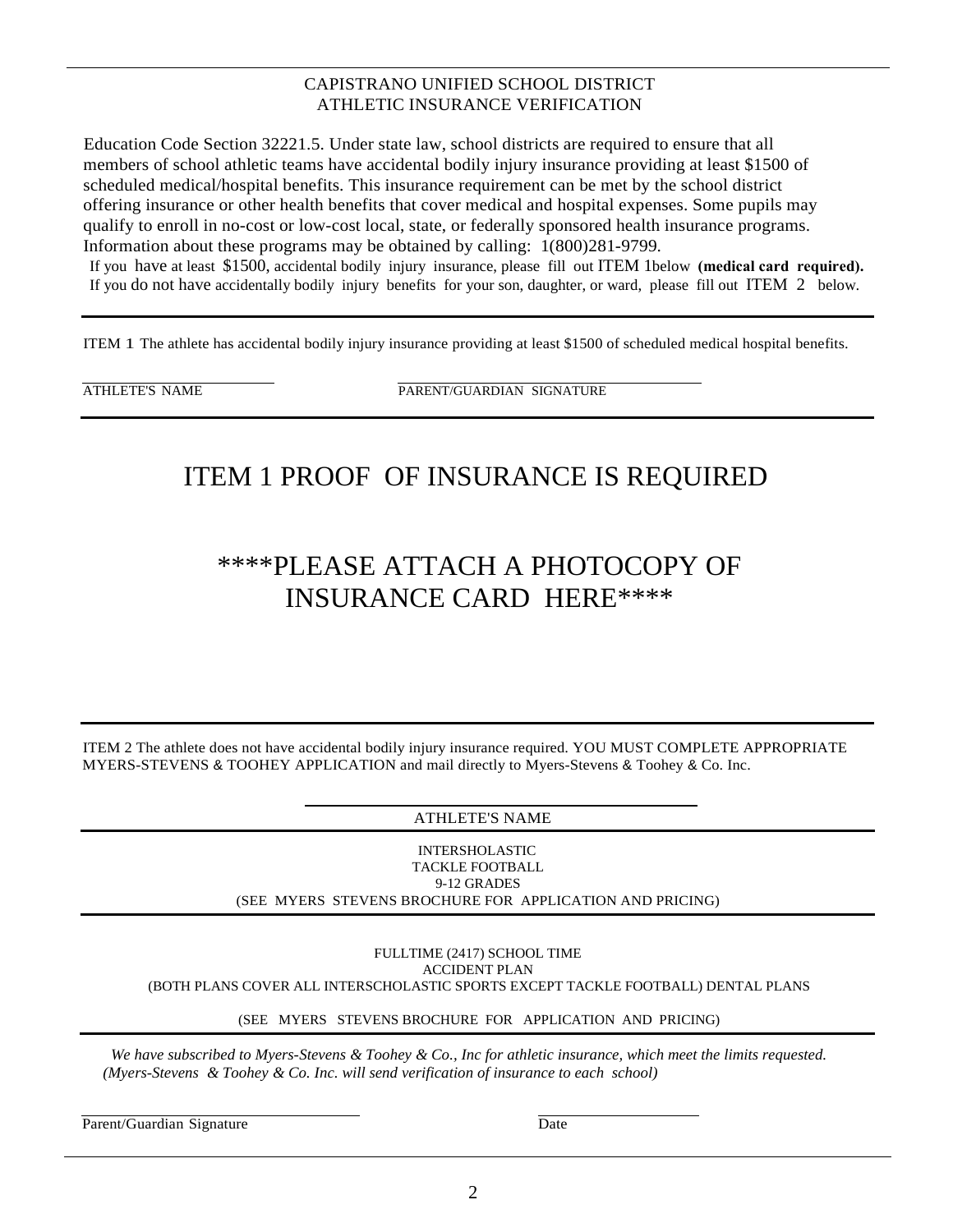CAPISTRANO UNIFIED SCHOOL DISTRICT
ATHLETIC INSURANCE VERIFICATION

Education Code Section 32221.5. Under state law, school districts are required to ensure that all members of school athletic teams have accidental bodily injury insurance providing at least $1500 of scheduled medical/hospital benefits. This insurance requirement can be met by the school district offering insurance or other health benefits that cover medical and hospital expenses. Some pupils may qualify to enroll in no-cost or low-cost local, state, or federally sponsored health insurance programs. Information about these programs may be obtained by calling: 1(800)281-9799.

If you have at least $1500, accidental bodily injury insurance, please fill out ITEM 1below **(medical card required).**
If you do not have accidentally bodily injury benefits for your son, daughter, or ward, please fill out ITEM 2 below.

---

ITEM 1 The athlete has accidental bodily injury insurance providing at least $1500 of scheduled medical hospital benefits.

ATHLETE'S NAME ____________________ PARENT/GUARDIAN SIGNATURE ____________________

---

# ITEM 1 PROOF OF INSURANCE IS REQUIRED

# ****PLEASE ATTACH A PHOTOCOPY OF INSURANCE CARD HERE****

---

ITEM 2 The athlete does not have accidental bodily injury insurance required. YOU MUST COMPLETE APPROPRIATE MYERS-STEVENS & TOOHEY APPLICATION and mail directly to Myers-Stevens & Toohey & Co. Inc.

____________________
ATHLETE'S NAME

---

INTERSHOLASTIC
TACKLE FOOTBALL
9-12 GRADES
(SEE MYERS STEVENS BROCHURE FOR APPLICATION AND PRICING)

---

FULLTIME (2417) SCHOOL TIME
ACCIDENT PLAN
(BOTH PLANS COVER ALL INTERSCHOLASTIC SPORTS EXCEPT TACKLE FOOTBALL) DENTAL PLANS

(SEE MYERS STEVENS BROCHURE FOR APPLICATION AND PRICING)

---

*We have subscribed to Myers-Stevens & Toohey & Co., Inc for athletic insurance, which meet the limits requested. (Myers-Stevens & Toohey & Co. Inc. will send verification of insurance to each school)*

Parent/Guardian Signature ____________________ Date ____________________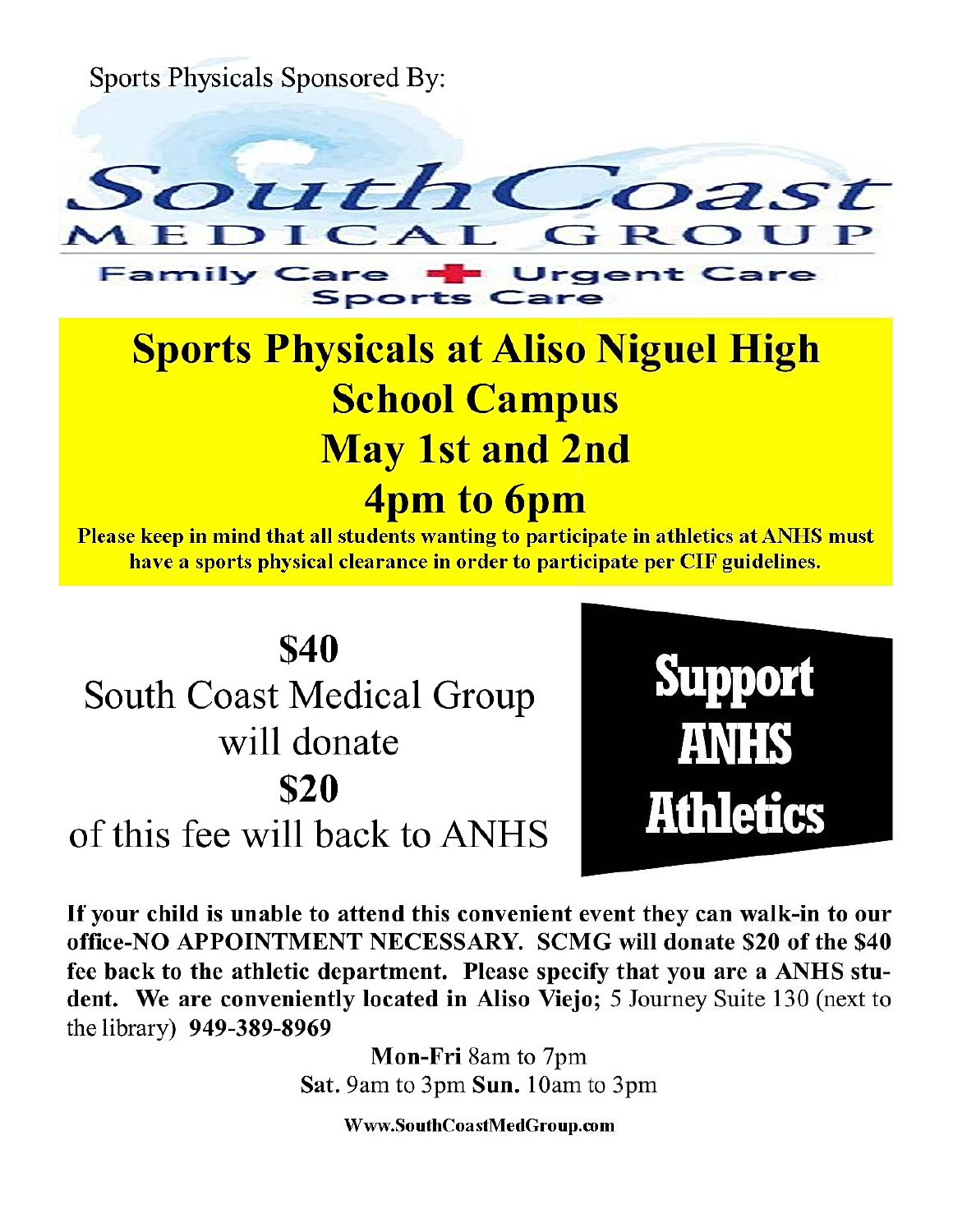Sports Physicals Sponsored By:

# SouthCoast MEDICAL GROUP

Family Care + Urgent Care
Sports Care

## Sports Physicals at Aliso Niguel High School Campus
## May 1st and 2nd
## 4pm to 6pm

**Please keep in mind that all students wanting to participate in athletics at ANHS must have a sports physical clearance in order to participate per CIF guidelines.**

**$40**
South Coast Medical Group will donate
**$20**
of this fee will back to ANHS

**Support ANHS Athletics**

**If your child is unable to attend this convenient event they can walk-in to our office-NO APPOINTMENT NECESSARY. SCMG will donate $20 of the $40 fee back to the athletic department. Please specify that you are a ANHS student. We are conveniently located in Aliso Viejo;** 5 Journey Suite 130 (next to the library) **949-389-8969**

**Mon-Fri** 8am to 7pm
**Sat.** 9am to 3pm **Sun.** 10am to 3pm

**Www.SouthCoastMedGroup.com**